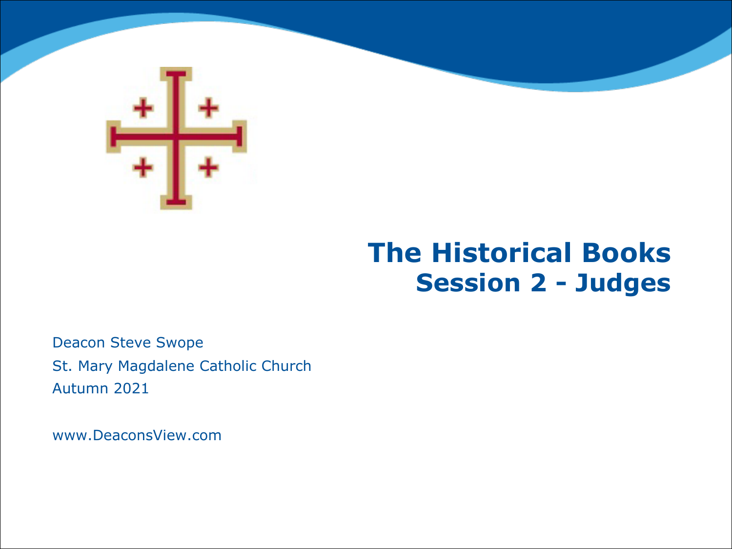# The Historical Books
## Session 2 - Judges

Deacon Steve Swope

St. Mary Magdalene Catholic Church

Autumn 2021

www.DeaconsView.com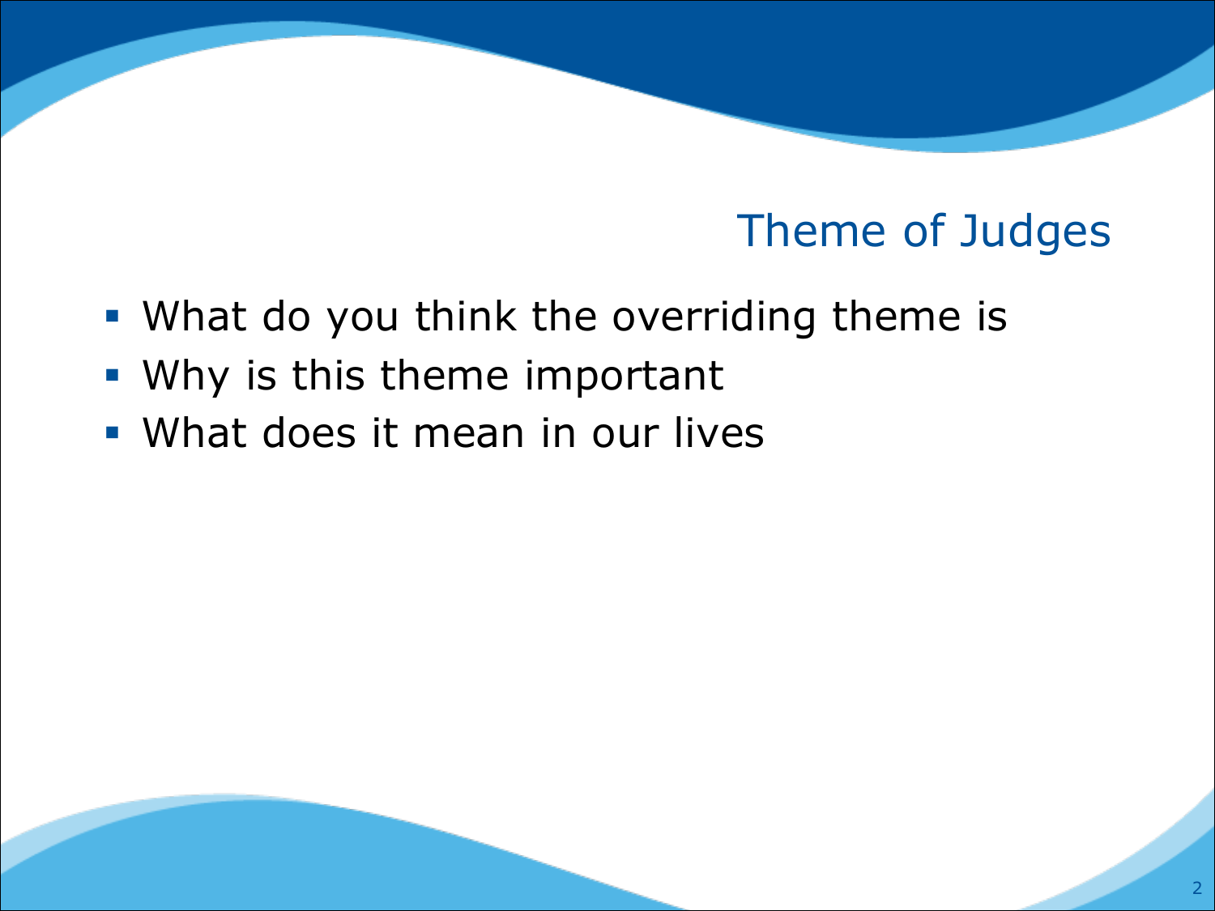# Theme of Judges

- What do you think the overriding theme is
- Why is this theme important
- What does it mean in our lives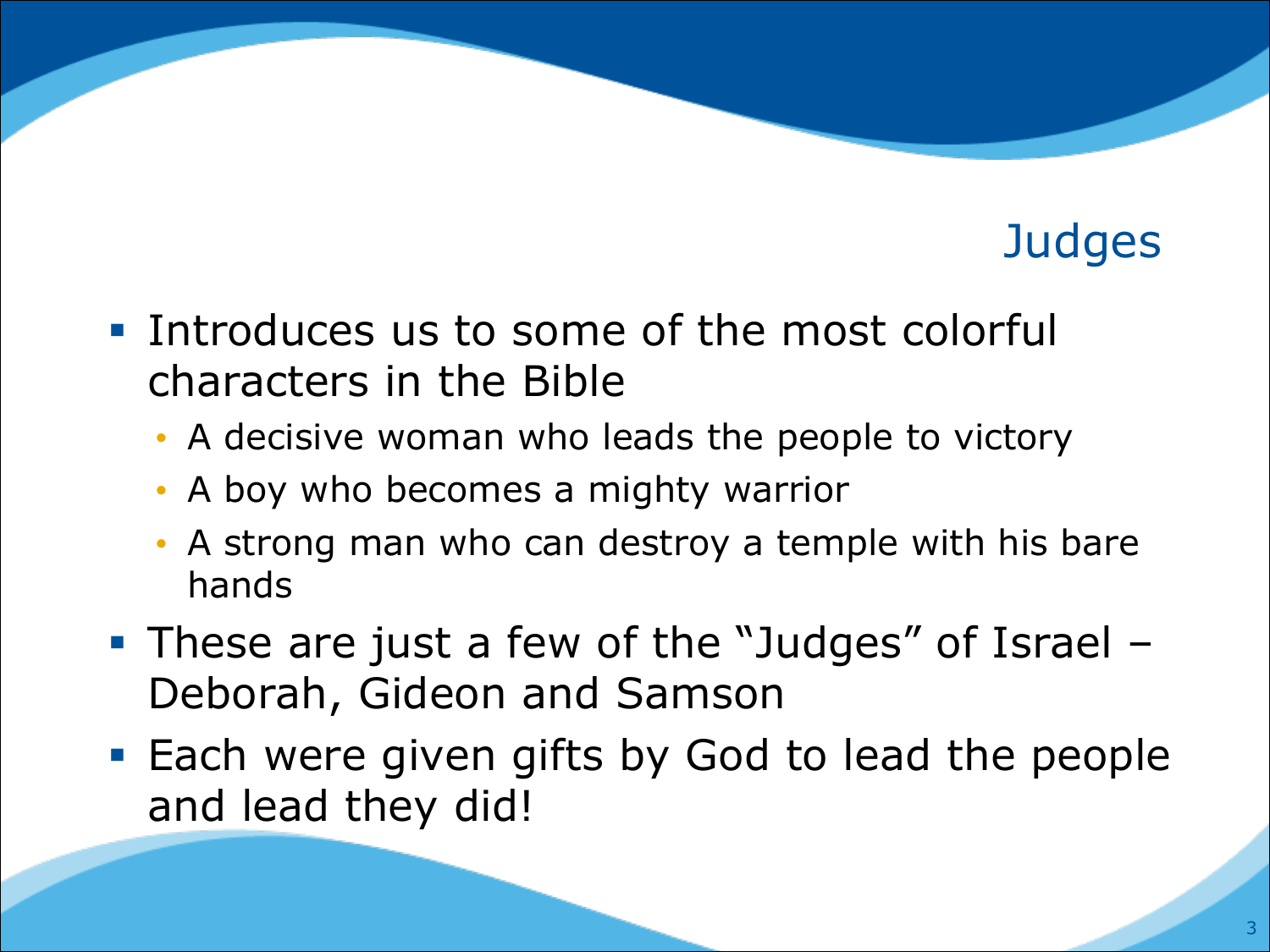## Judges

- Introduces us to some of the most colorful characters in the Bible
  - A decisive woman who leads the people to victory
  - A boy who becomes a mighty warrior
  - A strong man who can destroy a temple with his bare hands
- These are just a few of the “Judges” of Israel – Deborah, Gideon and Samson
- Each were given gifts by God to lead the people and lead they did!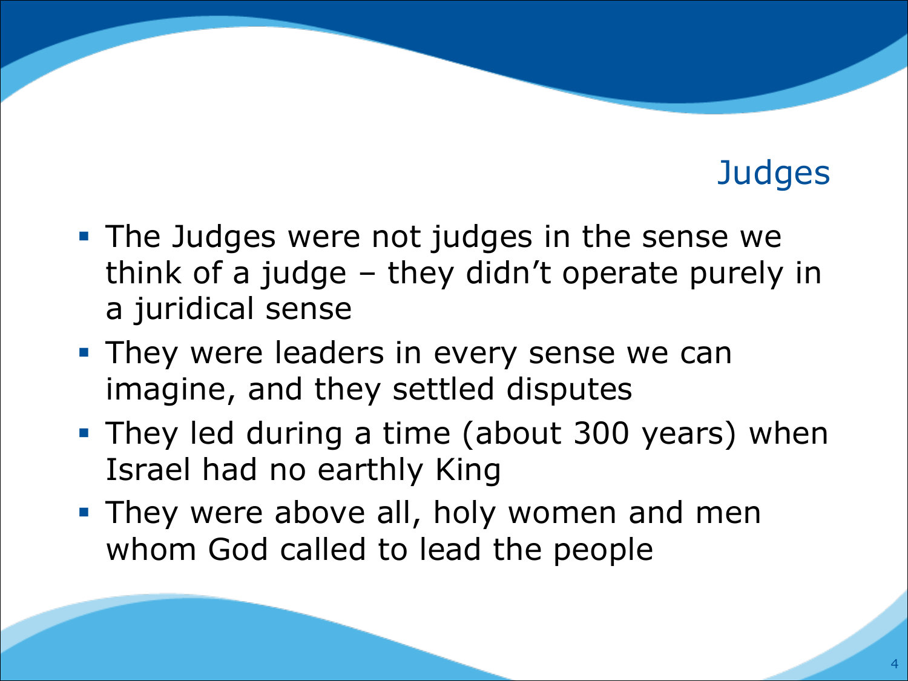# Judges

- The Judges were not judges in the sense we think of a judge – they didn't operate purely in a juridical sense
- They were leaders in every sense we can imagine, and they settled disputes
- They led during a time (about 300 years) when Israel had no earthly King
- They were above all, holy women and men whom God called to lead the people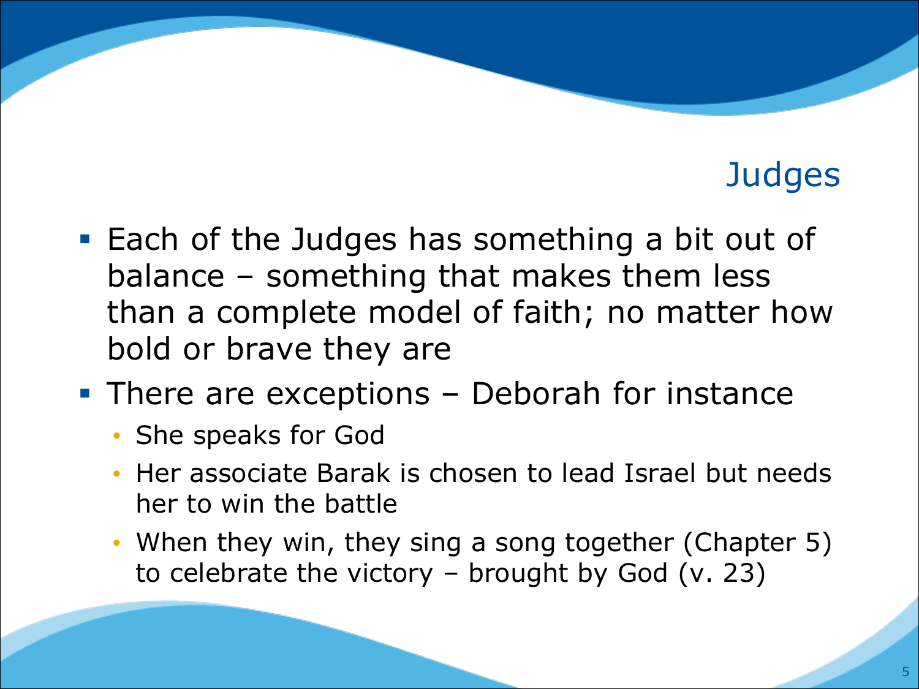# Judges

- Each of the Judges has something a bit out of balance – something that makes them less than a complete model of faith; no matter how bold or brave they are
- There are exceptions – Deborah for instance
  - She speaks for God
  - Her associate Barak is chosen to lead Israel but needs her to win the battle
  - When they win, they sing a song together (Chapter 5) to celebrate the victory – brought by God (v. 23)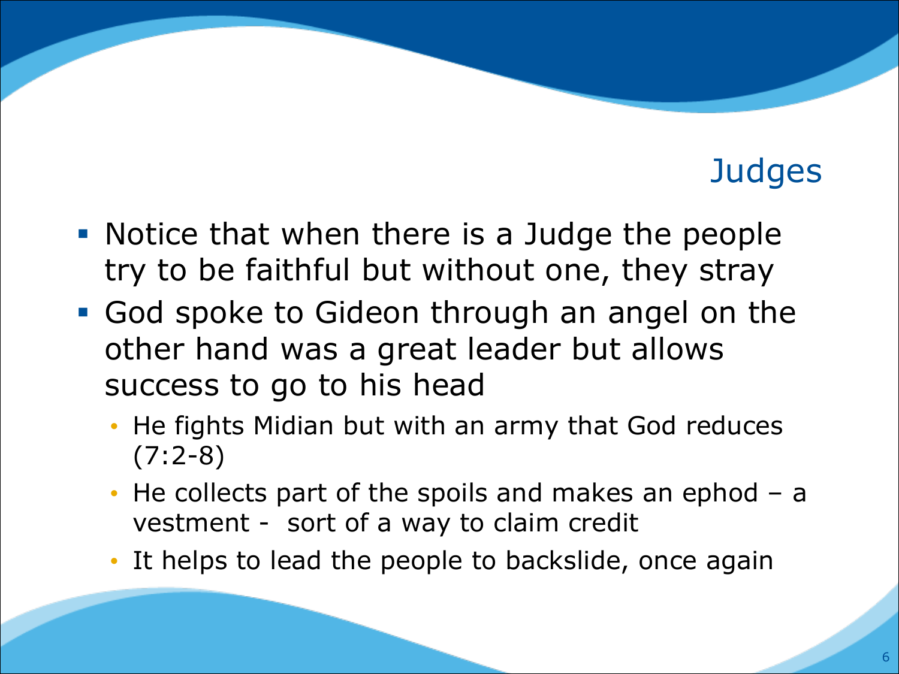## Judges

- Notice that when there is a Judge the people try to be faithful but without one, they stray
- God spoke to Gideon through an angel on the other hand was a great leader but allows success to go to his head
  - He fights Midian but with an army that God reduces (7:2-8)
  - He collects part of the spoils and makes an ephod – a vestment - sort of a way to claim credit
  - It helps to lead the people to backslide, once again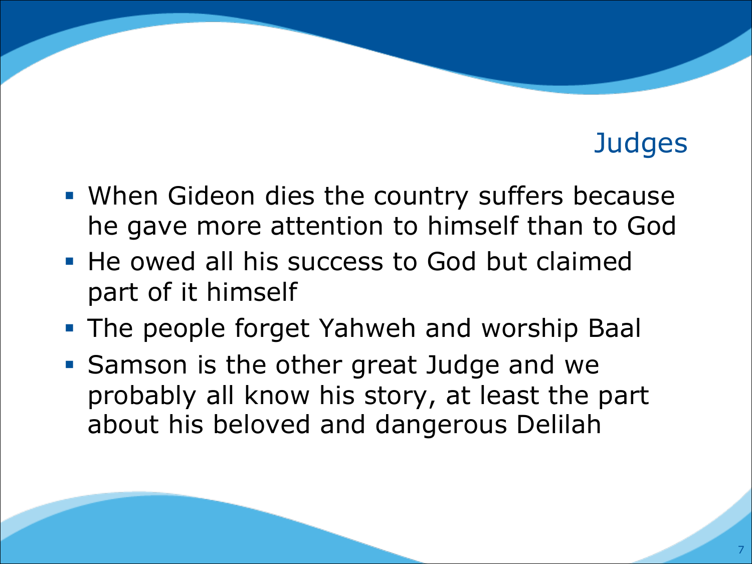## Judges

- When Gideon dies the country suffers because he gave more attention to himself than to God
- He owed all his success to God but claimed part of it himself
- The people forget Yahweh and worship Baal
- Samson is the other great Judge and we probably all know his story, at least the part about his beloved and dangerous Delilah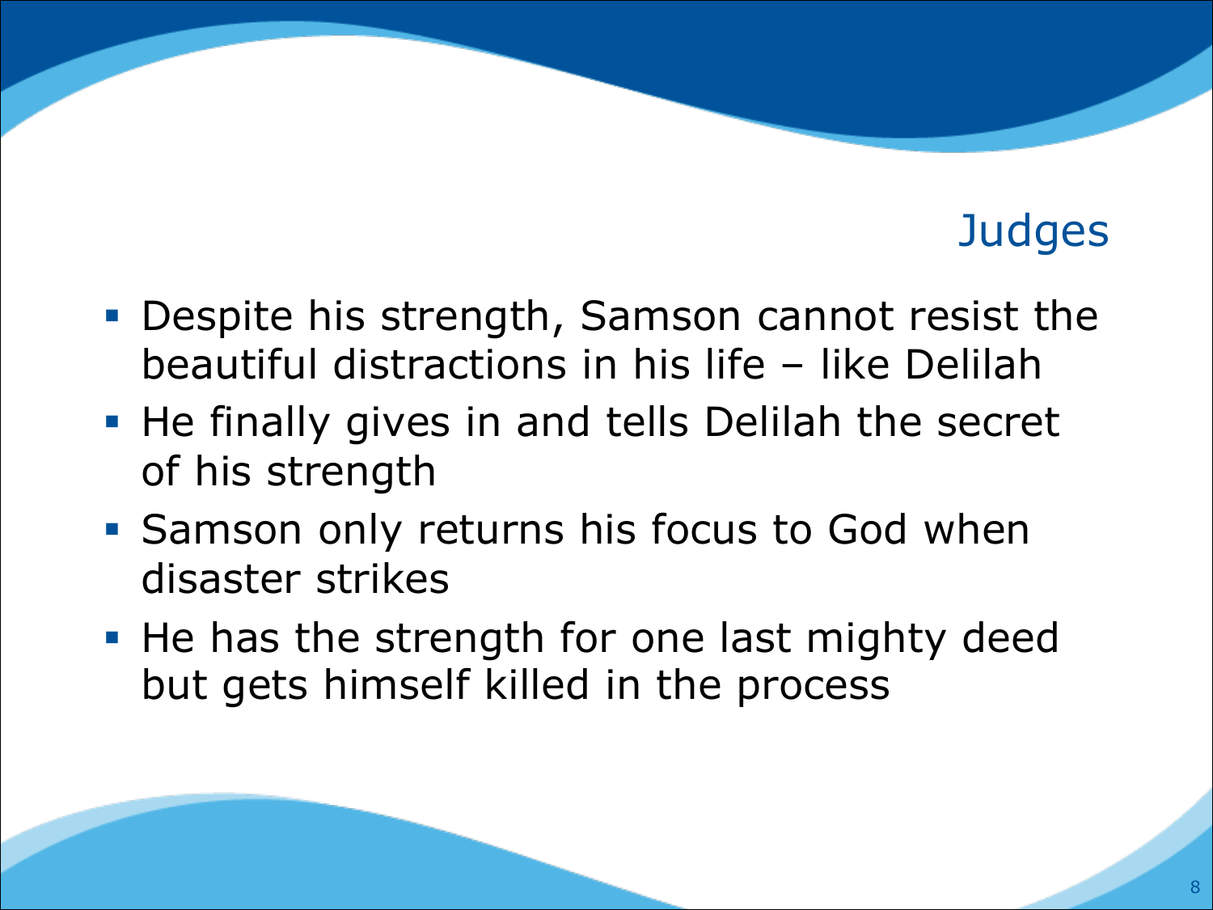# Judges

- Despite his strength, Samson cannot resist the beautiful distractions in his life – like Delilah
- He finally gives in and tells Delilah the secret of his strength
- Samson only returns his focus to God when disaster strikes
- He has the strength for one last mighty deed but gets himself killed in the process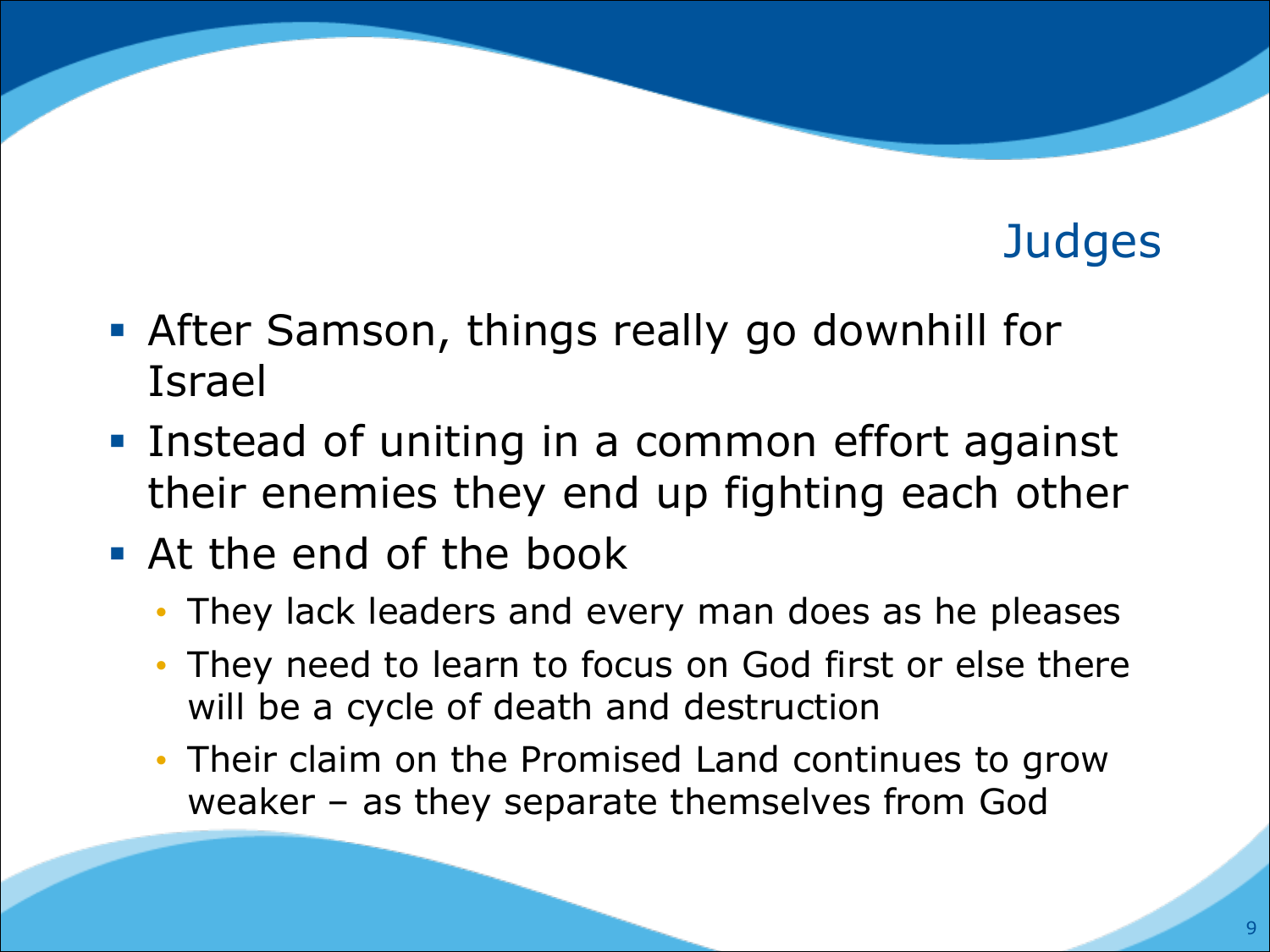# Judges

- After Samson, things really go downhill for Israel
- Instead of uniting in a common effort against their enemies they end up fighting each other
- At the end of the book
  - They lack leaders and every man does as he pleases
  - They need to learn to focus on God first or else there will be a cycle of death and destruction
  - Their claim on the Promised Land continues to grow weaker – as they separate themselves from God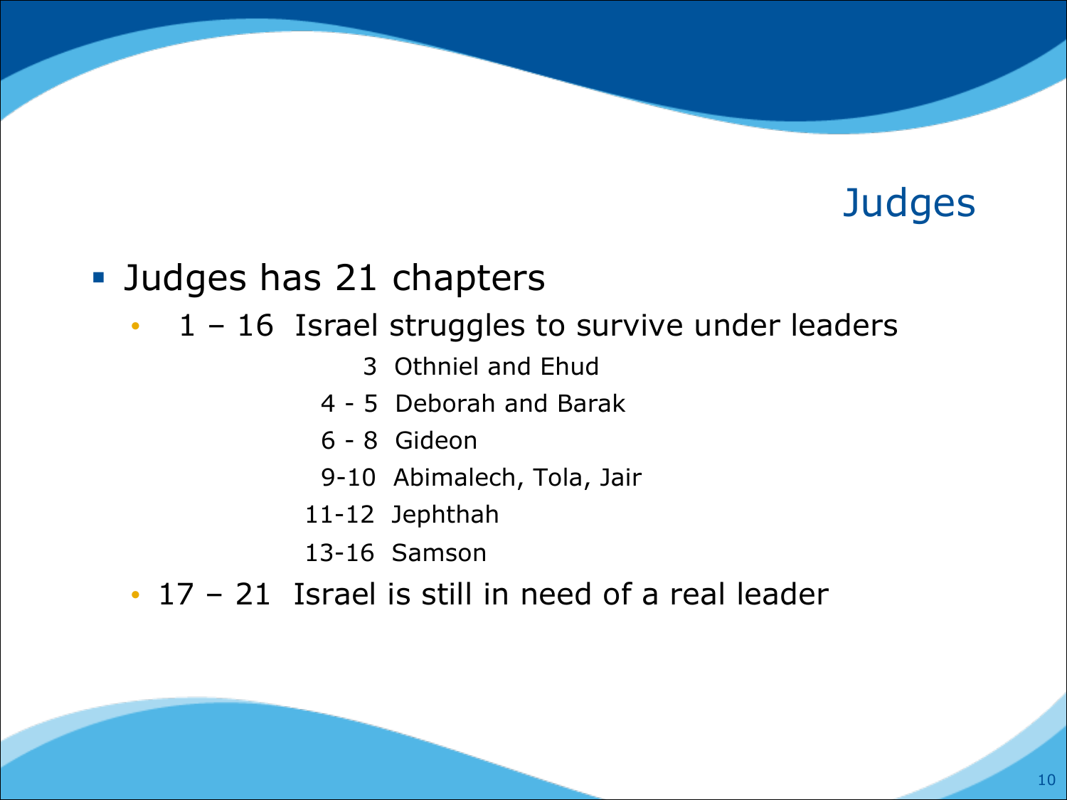# Judges

- Judges has 21 chapters
  - 1 – 16 Israel struggles to survive under leaders
    - 3 Othniel and Ehud
    - 4 - 5 Deborah and Barak
    - 6 - 8 Gideon
    - 9-10 Abimalech, Tola, Jair
    - 11-12 Jephthah
    - 13-16 Samson
  - 17 – 21 Israel is still in need of a real leader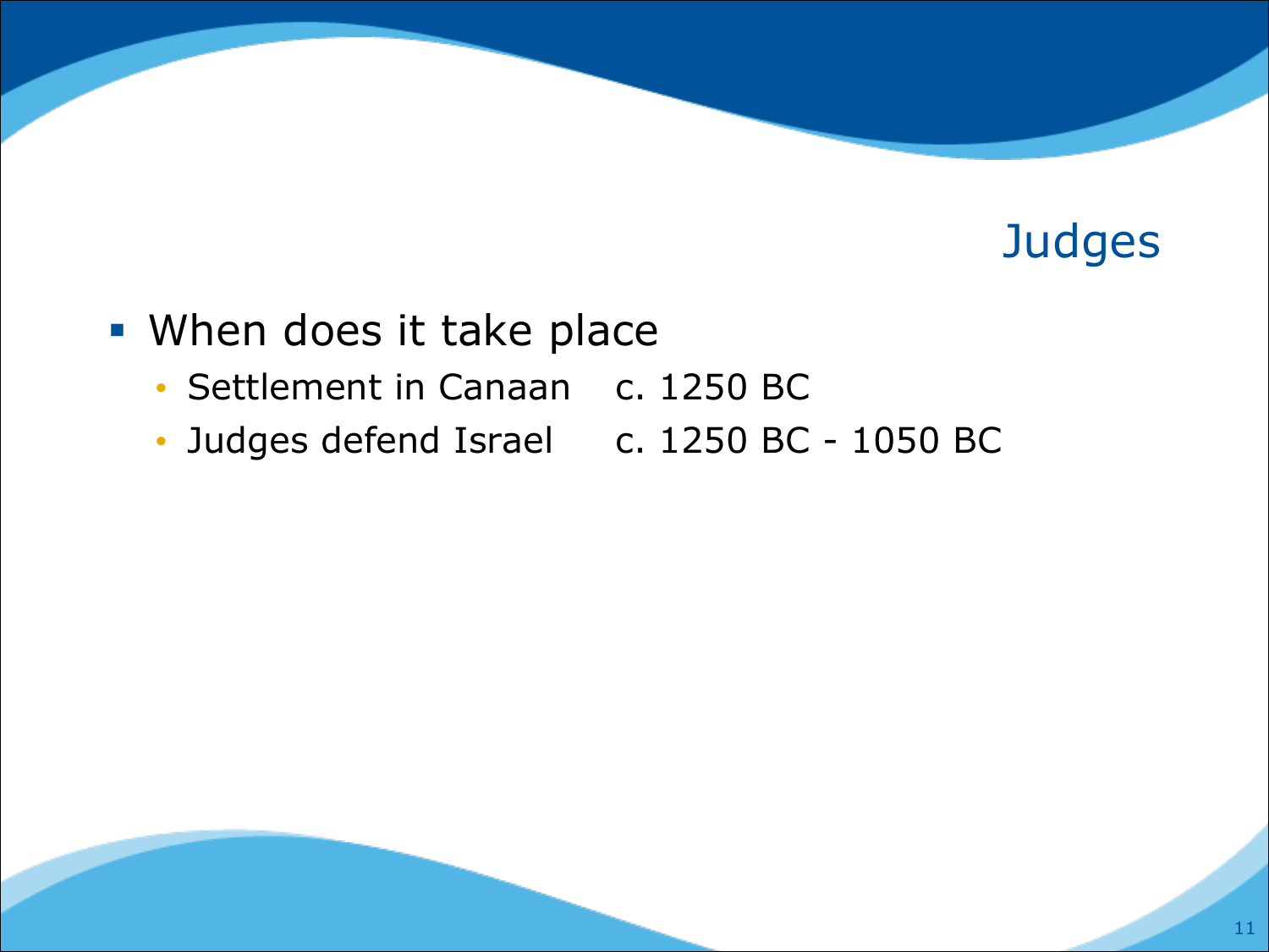# Judges

- When does it take place
  - Settlement in Canaan c. 1250 BC
  - Judges defend Israel c. 1250 BC - 1050 BC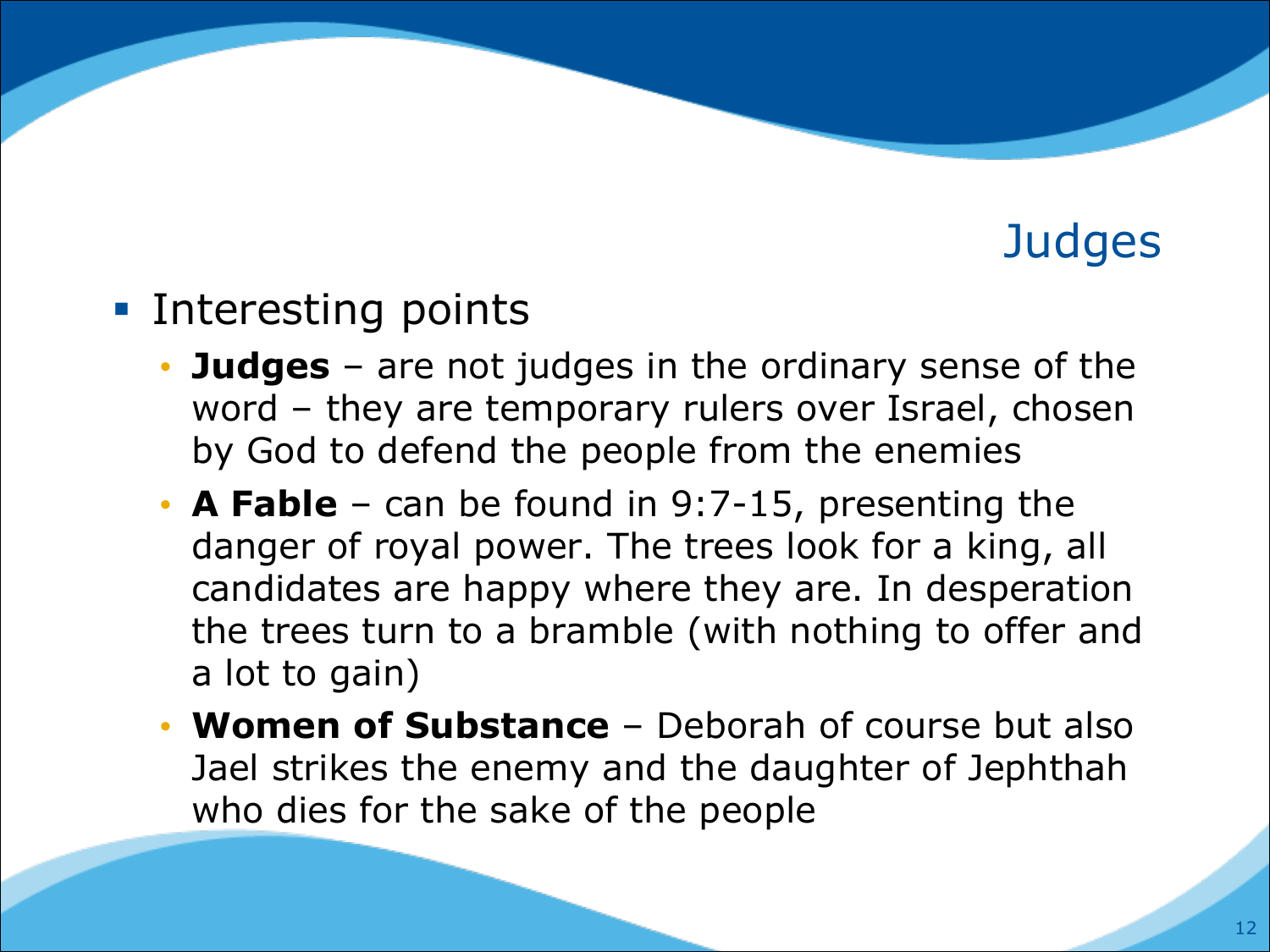# Judges

- Interesting points
  - **Judges** – are not judges in the ordinary sense of the word – they are temporary rulers over Israel, chosen by God to defend the people from the enemies
  - **A Fable** – can be found in 9:7-15, presenting the danger of royal power. The trees look for a king, all candidates are happy where they are. In desperation the trees turn to a bramble (with nothing to offer and a lot to gain)
  - **Women of Substance** – Deborah of course but also Jael strikes the enemy and the daughter of Jephthah who dies for the sake of the people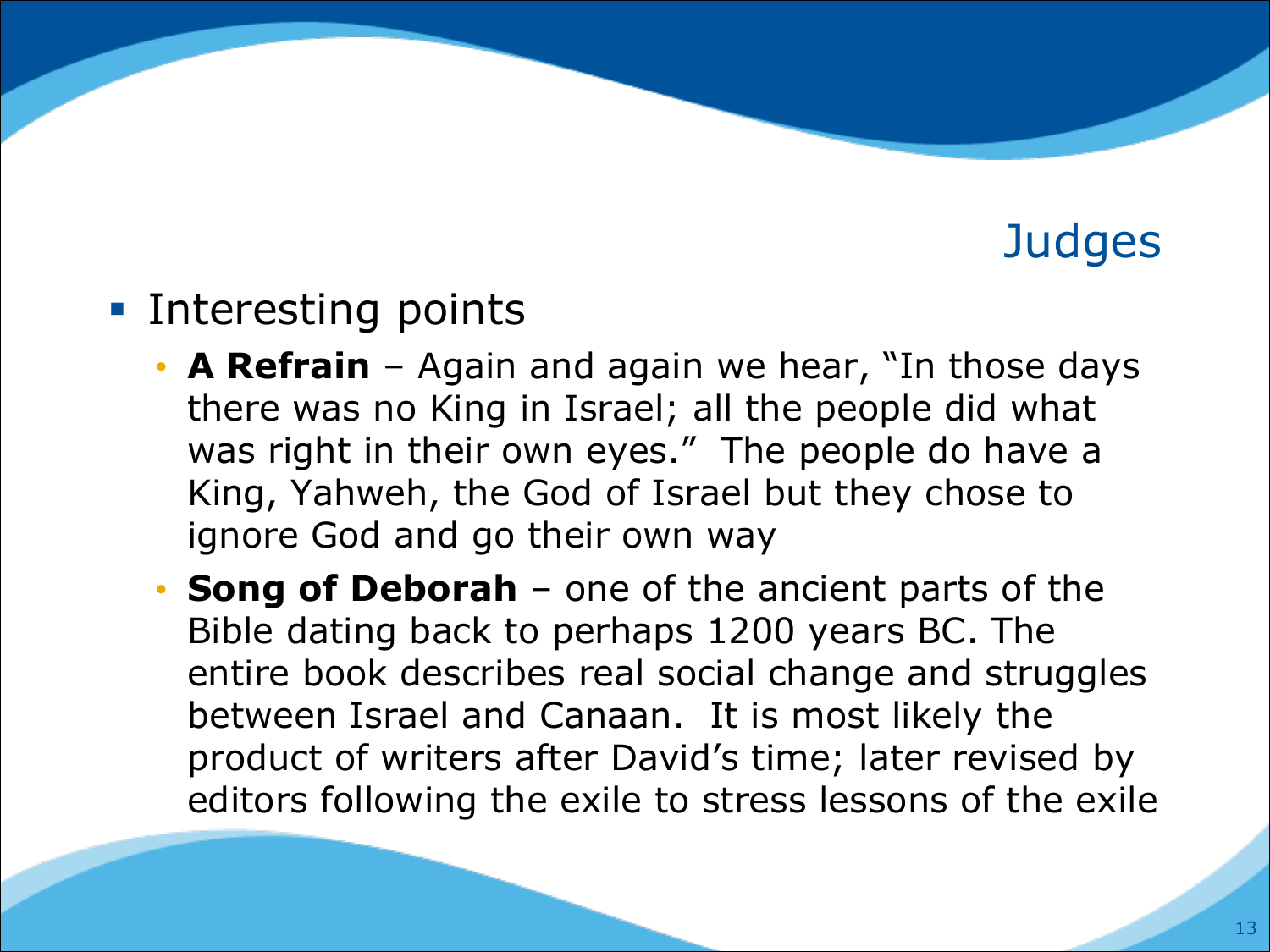# Judges

- Interesting points
  - **A Refrain** – Again and again we hear, "In those days there was no King in Israel; all the people did what was right in their own eyes." The people do have a King, Yahweh, the God of Israel but they chose to ignore God and go their own way
  - **Song of Deborah** – one of the ancient parts of the Bible dating back to perhaps 1200 years BC. The entire book describes real social change and struggles between Israel and Canaan. It is most likely the product of writers after David's time; later revised by editors following the exile to stress lessons of the exile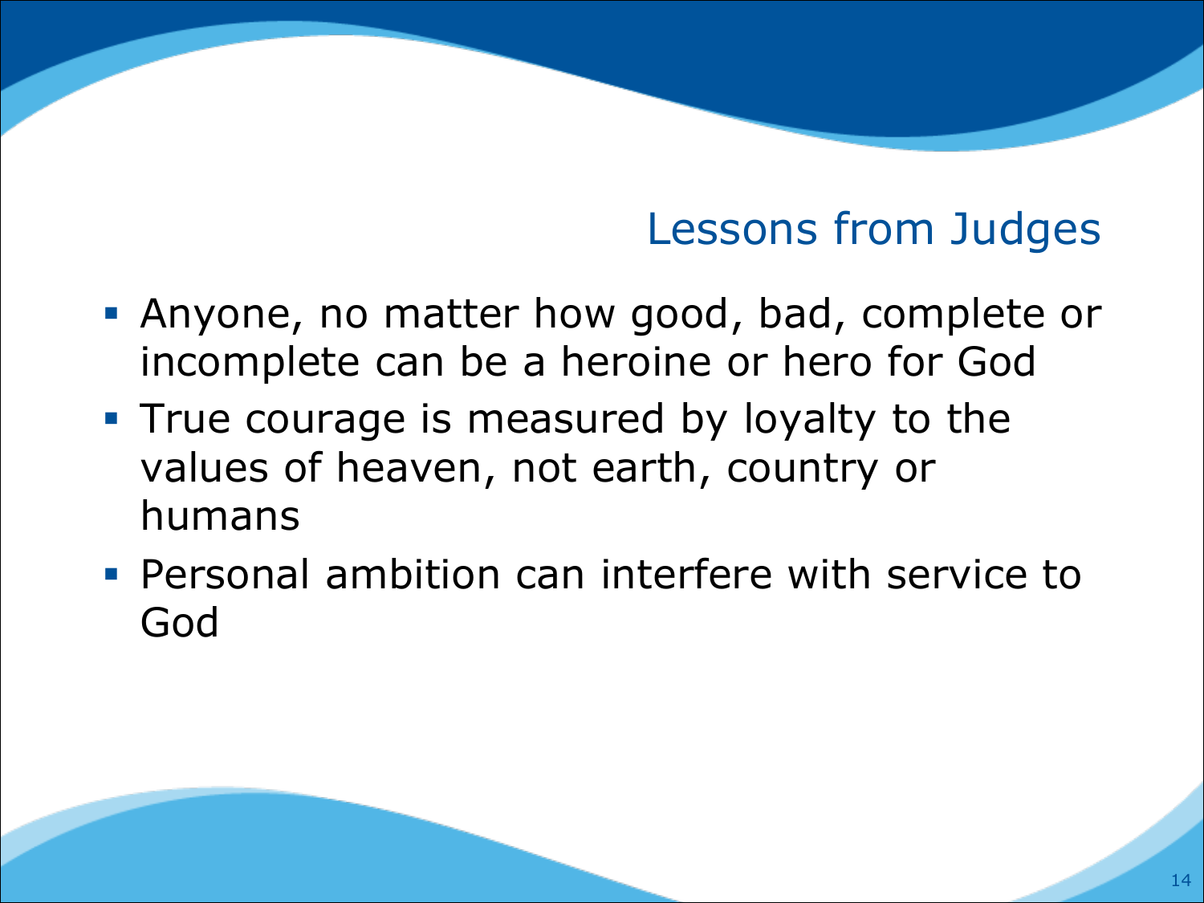## Lessons from Judges

- Anyone, no matter how good, bad, complete or incomplete can be a heroine or hero for God
- True courage is measured by loyalty to the values of heaven, not earth, country or humans
- Personal ambition can interfere with service to God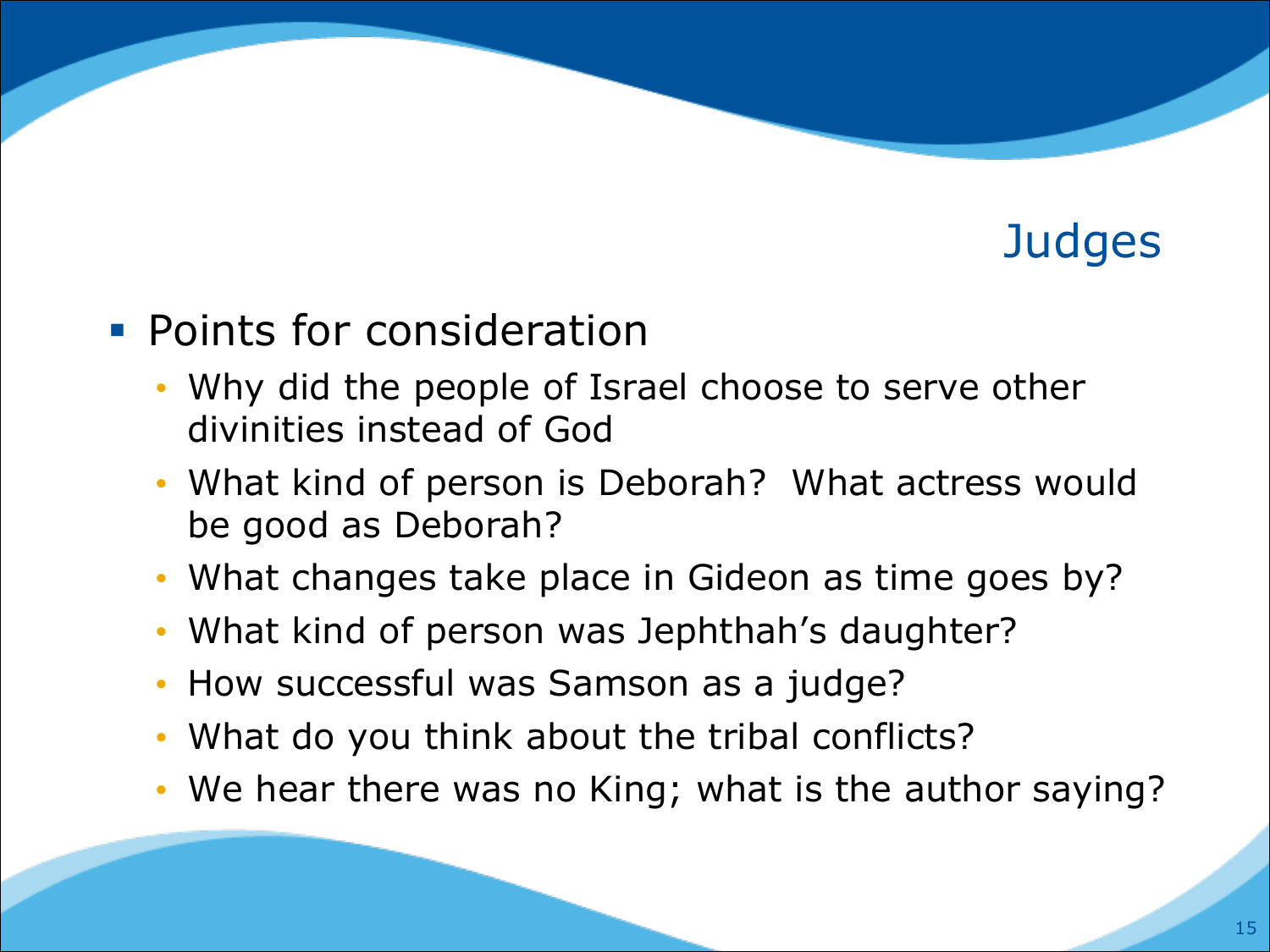# Judges

- Points for consideration
  - Why did the people of Israel choose to serve other divinities instead of God
  - What kind of person is Deborah? What actress would be good as Deborah?
  - What changes take place in Gideon as time goes by?
  - What kind of person was Jephthah's daughter?
  - How successful was Samson as a judge?
  - What do you think about the tribal conflicts?
  - We hear there was no King; what is the author saying?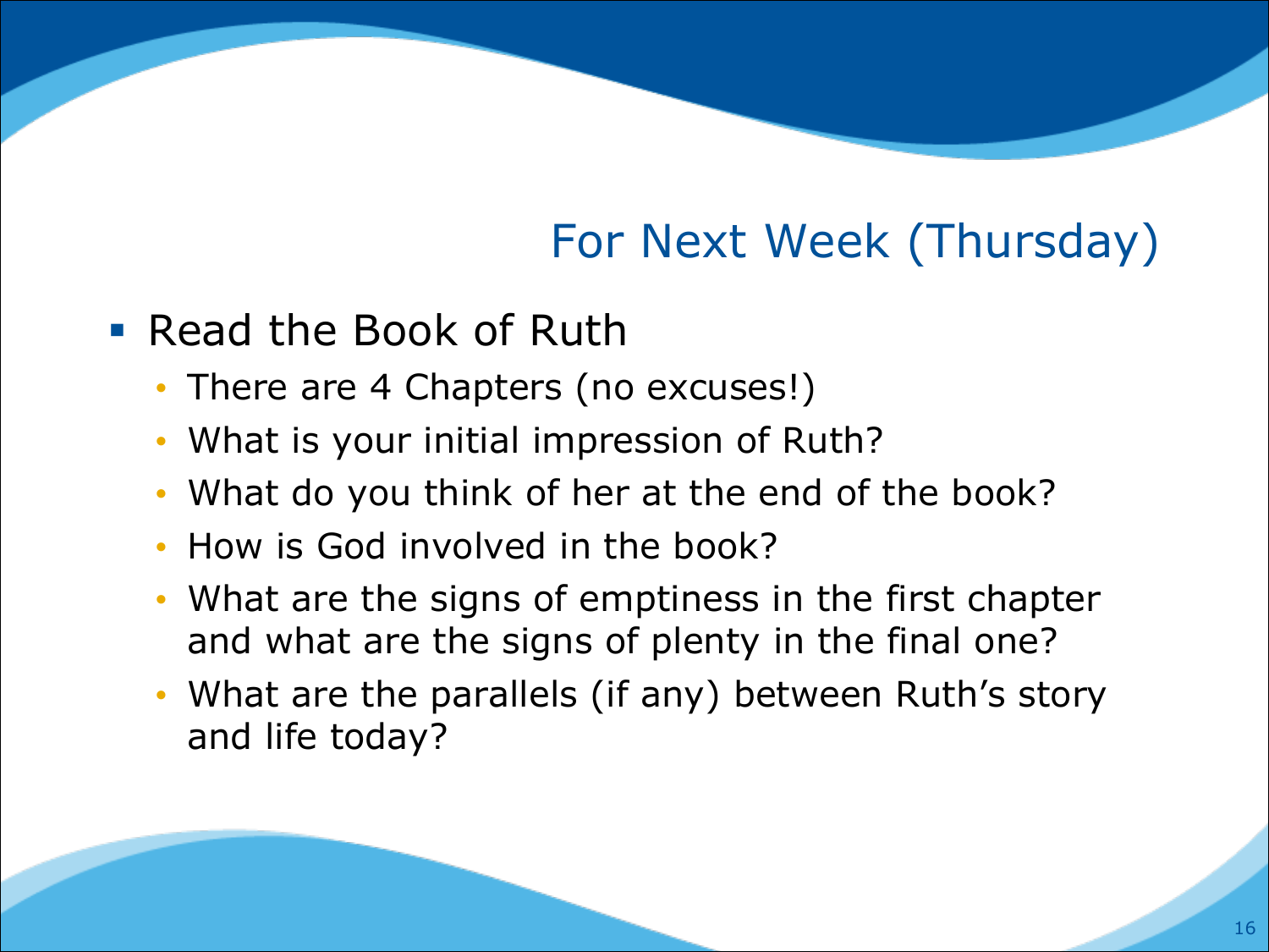## For Next Week (Thursday)

- Read the Book of Ruth
  - There are 4 Chapters (no excuses!)
  - What is your initial impression of Ruth?
  - What do you think of her at the end of the book?
  - How is God involved in the book?
  - What are the signs of emptiness in the first chapter and what are the signs of plenty in the final one?
  - What are the parallels (if any) between Ruth’s story and life today?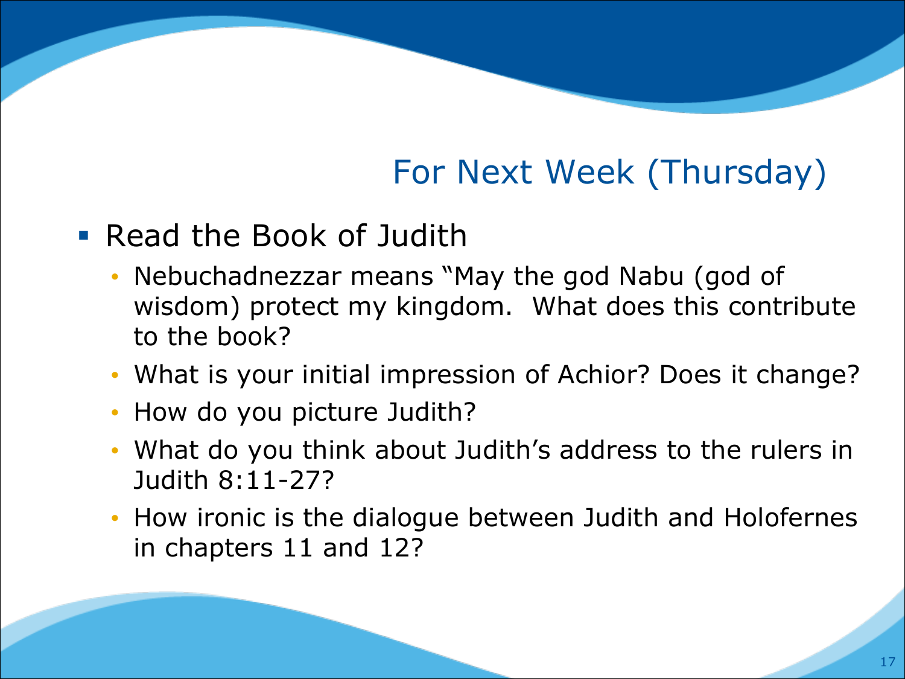# For Next Week (Thursday)

- Read the Book of Judith
  - Nebuchadnezzar means "May the god Nabu (god of wisdom) protect my kingdom. What does this contribute to the book?
  - What is your initial impression of Achior? Does it change?
  - How do you picture Judith?
  - What do you think about Judith's address to the rulers in Judith 8:11-27?
  - How ironic is the dialogue between Judith and Holofernes in chapters 11 and 12?